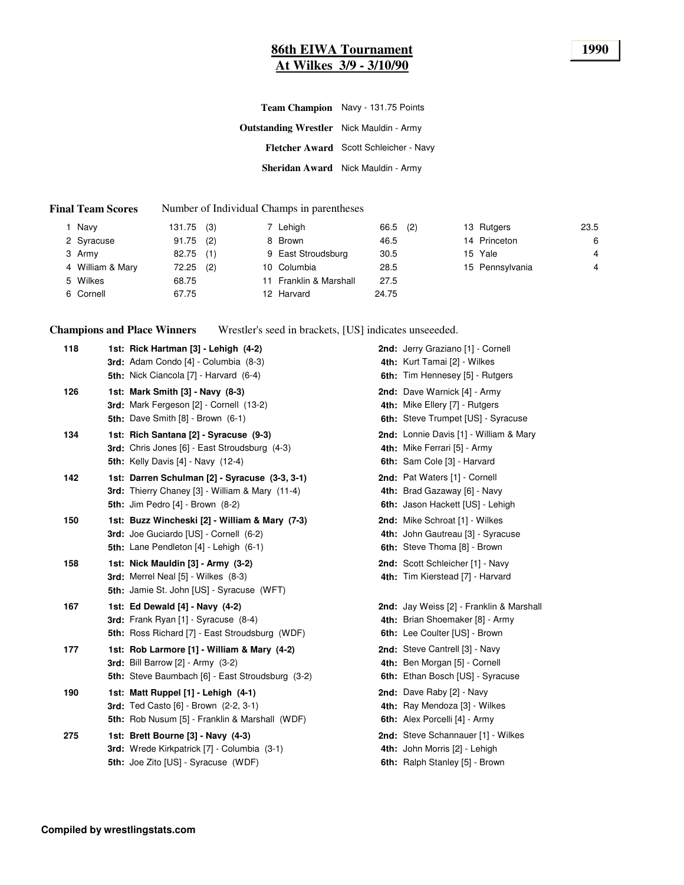# 86th EWIA Tournament

## At Wilkes 3/9 - 3/10/90

**1990**

**Team Champion** Navy - 131.75 Points

**Outstanding Wrestler** Nick Mauldin - Army

**Fletcher Award** Scott Schleicher - Navy

**Sheridan Award** Nick Mauldin - Army

**Final Team Scores** Number of Individual Champs in parentheses

| Place | Team | Score | Champs | Place | Team | Score | Champs | Place | Team | Score |
|---|---|---|---|---|---|---|---|---|---|---|
| 1 | Navy | 131.75 | (3) | 7 | Lehigh | 66.5 | (2) | 13 | Rutgers | 23.5 |
| 2 | Syracuse | 91.75 | (2) | 8 | Brown | 46.5 | | 14 | Princeton | 6 |
| 3 | Army | 82.75 | (1) | 9 | East Stroudsburg | 30.5 | | 15 | Yale | 4 |
| 4 | William & Mary | 72.25 | (2) | 10 | Columbia | 28.5 | | 15 | Pennsylvania | 4 |
| 5 | Wilkes | 68.75 | | 11 | Franklin & Marshall | 27.5 | | | | |
| 6 | Cornell | 67.75 | | 12 | Harvard | 24.75 | | | | |

**Champions and Place Winners** Wrestler's seed in brackets, [US] indicates unseeeded.

| Weight | Place Winners | Place Winners |
|---|---|---|
| 118 | **1st: Rick Hartman [3] - Lehigh (4-2)** | **2nd:** Jerry Graziano [1] - Cornell |
| | **3rd:** Adam Condo [4] - Columbia (8-3) | **4th:** Kurt Tamai [2] - Wilkes |
| | **5th:** Nick Ciancola [7] - Harvard (6-4) | **6th:** Tim Hennesey [5] - Rutgers |
| 126 | **1st: Mark Smith [3] - Navy (8-3)** | **2nd:** Dave Warnick [4] - Army |
| | **3rd:** Mark Fergeson [2] - Cornell (13-2) | **4th:** Mike Ellery [7] - Rutgers |
| | **5th:** Dave Smith [8] - Brown (6-1) | **6th:** Steve Trumpet [US] - Syracuse |
| 134 | **1st: Rich Santana [2] - Syracuse (9-3)** | **2nd:** Lonnie Davis [1] - William & Mary |
| | **3rd:** Chris Jones [6] - East Stroudsburg (4-3) | **4th:** Mike Ferrari [5] - Army |
| | **5th:** Kelly Davis [4] - Navy (12-4) | **6th:** Sam Cole [3] - Harvard |
| 142 | **1st: Darren Schulman [2] - Syracuse (3-3, 3-1)** | **2nd:** Pat Waters [1] - Cornell |
| | **3rd:** Thierry Chaney [3] - William & Mary (11-4) | **4th:** Brad Gazaway [6] - Navy |
| | **5th:** Jim Pedro [4] - Brown (8-2) | **6th:** Jason Hackett [US] - Lehigh |
| 150 | **1st: Buzz Wincheski [2] - William & Mary (7-3)** | **2nd:** Mike Schroat [1] - Wilkes |
| | **3rd:** Joe Guciardo [US] - Cornell (6-2) | **4th:** John Gautreau [3] - Syracuse |
| | **5th:** Lane Pendleton [4] - Lehigh (6-1) | **6th:** Steve Thoma [8] - Brown |
| 158 | **1st: Nick Mauldin [3] - Army (3-2)** | **2nd:** Scott Schleicher [1] - Navy |
| | **3rd:** Merrel Neal [5] - Wilkes (8-3) | **4th:** Tim Kierstead [7] - Harvard |
| | **5th:** Jamie St. John [US] - Syracuse (WFT) | |
| 167 | **1st: Ed Dewald [4] - Navy (4-2)** | **2nd:** Jay Weiss [2] - Franklin & Marshall |
| | **3rd:** Frank Ryan [1] - Syracuse (8-4) | **4th:** Brian Shoemaker [8] - Army |
| | **5th:** Ross Richard [7] - East Stroudsburg (WDF) | **6th:** Lee Coulter [US] - Brown |
| 177 | **1st: Rob Larmore [1] - William & Mary (4-2)** | **2nd:** Steve Cantrell [3] - Navy |
| | **3rd:** Bill Barrow [2] - Army (3-2) | **4th:** Ben Morgan [5] - Cornell |
| | **5th:** Steve Baumbach [6] - East Stroudsburg (3-2) | **6th:** Ethan Bosch [US] - Syracuse |
| 190 | **1st: Matt Ruppel [1] - Lehigh (4-1)** | **2nd:** Dave Raby [2] - Navy |
| | **3rd:** Ted Casto [6] - Brown (2-2, 3-1) | **4th:** Ray Mendoza [3] - Wilkes |
| | **5th:** Rob Nusum [5] - Franklin & Marshall (WDF) | **6th:** Alex Porcelli [4] - Army |
| 275 | **1st: Brett Bourne [3] - Navy (4-3)** | **2nd:** Steve Schannauer [1] - Wilkes |
| | **3rd:** Wrede Kirkpatrick [7] - Columbia (3-1) | **4th:** John Morris [2] - Lehigh |
| | **5th:** Joe Zito [US] - Syracuse (WDF) | **6th:** Ralph Stanley [5] - Brown |

**Compiled by wrestlingstats.com**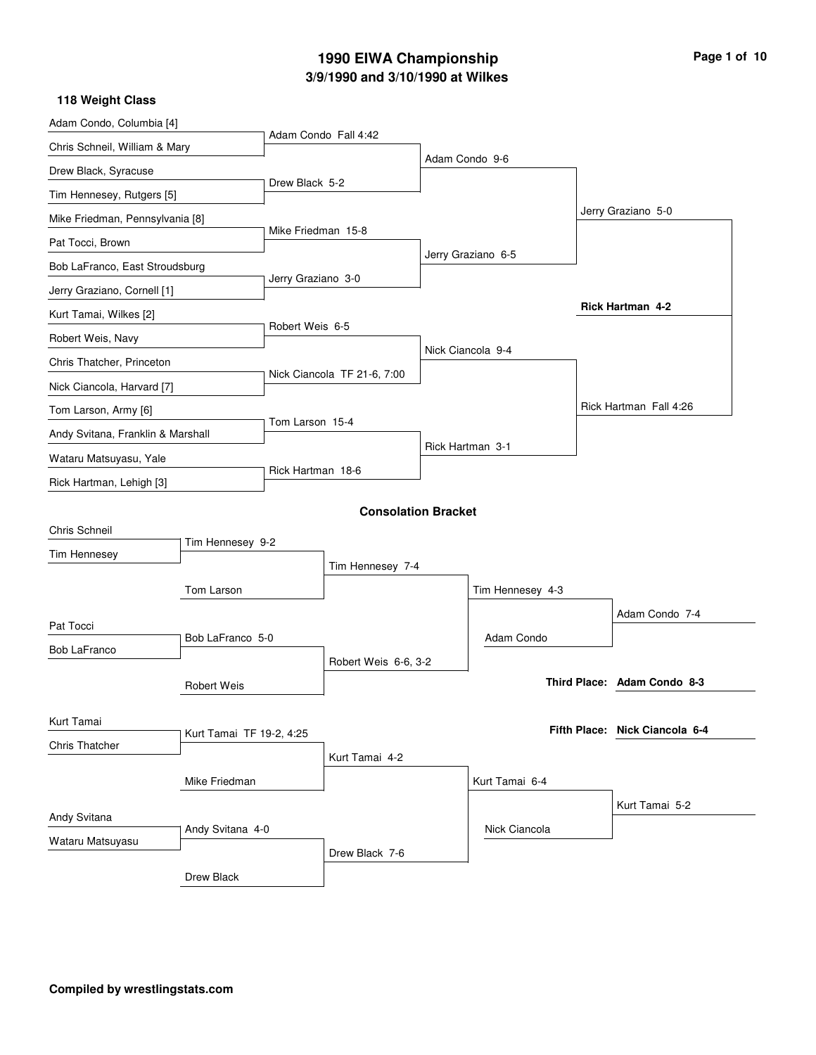# 1990 EIWA Championship

## 3/9/1990 and 3/10/1990 at Wilkes

### 118 Weight Class

**Championship Bracket**

| First Round | Quarterfinals | Semifinals | Finals |
| --- | --- | --- | --- |
| Adam Condo, Columbia [4] | | | |
| Chris Schneil, William & Mary | Adam Condo Fall 4:42 | | |
| Drew Black, Syracuse | | Adam Condo 9-6 | |
| Tim Hennesey, Rutgers [5] | Drew Black 5-2 | | |
| Mike Friedman, Pennsylvania [8] | | | Jerry Graziano 5-0 |
| Pat Tocci, Brown | Mike Friedman 15-8 | | |
| Bob LaFranco, East Stroudsburg | | Jerry Graziano 6-5 | |
| Jerry Graziano, Cornell [1] | Jerry Graziano 3-0 | | |
| Kurt Tamai, Wilkes [2] | | | **Rick Hartman 4-2** |
| Robert Weis, Navy | Robert Weis 6-5 | | |
| Chris Thatcher, Princeton | | Nick Ciancola 9-4 | |
| Nick Ciancola, Harvard [7] | Nick Ciancola TF 21-6, 7:00 | | |
| Tom Larson, Army [6] | | | Rick Hartman Fall 4:26 |
| Andy Svitana, Franklin & Marshall | Tom Larson 15-4 | | |
| Wataru Matsuyasu, Yale | | Rick Hartman 3-1 | |
| Rick Hartman, Lehigh [3] | Rick Hartman 18-6 | | |

### Consolation Bracket

| Round 1 | Round 2 | Round 3 | Round 4 | Placement |
| --- | --- | --- | --- | --- |
| Chris Schneil | | | | |
| Tim Hennesey | Tim Hennesey 9-2 | | | |
| | Tom Larson | Tim Hennesey 7-4 | | |
| | | | Tim Hennesey 4-3 | |
| | | | Adam Condo | Adam Condo 7-4 |
| Pat Tocci | | | | |
| Bob LaFranco | Bob LaFranco 5-0 | | | |
| | Robert Weis | Robert Weis 6-6, 3-2 | | |
| Kurt Tamai | | | | |
| Chris Thatcher | Kurt Tamai TF 19-2, 4:25 | | | |
| | Mike Friedman | Kurt Tamai 4-2 | | |
| | | | Kurt Tamai 6-4 | |
| | | | Nick Ciancola | Kurt Tamai 5-2 |
| Andy Svitana | | | | |
| Wataru Matsuyasu | Andy Svitana 4-0 | | | |
| | Drew Black | Drew Black 7-6 | | |

**Third Place:** **Adam Condo 8-3**

**Fifth Place:** **Nick Ciancola 6-4**

**Compiled by wrestlingstats.com**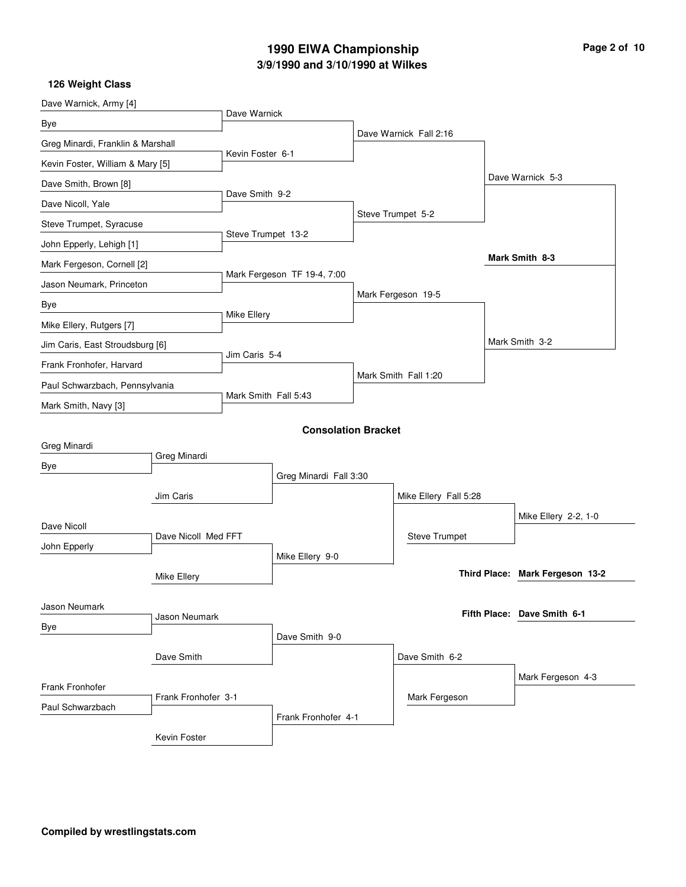# 1990 EIWA Championship

## 3/9/1990 and 3/10/1990 at Wilkes

### 126 Weight Class

**Championship Bracket**

| First Round | Quarterfinals | Semifinals | Finals |
|---|---|---|---|
| Dave Warnick, Army [4] | Dave Warnick | Dave Warnick Fall 2:16 | Dave Warnick 5-3 |
| Bye | | | |
| Greg Minardi, Franklin & Marshall | Kevin Foster 6-1 | | |
| Kevin Foster, William & Mary [5] | | | |
| Dave Smith, Brown [8] | Dave Smith 9-2 | Steve Trumpet 5-2 | |
| Dave Nicoll, Yale | | | |
| Steve Trumpet, Syracuse | Steve Trumpet 13-2 | | |
| John Epperly, Lehigh [1] | | | |
| Mark Fergeson, Cornell [2] | Mark Fergeson TF 19-4, 7:00 | Mark Fergeson 19-5 | Mark Smith 3-2 |
| Jason Neumark, Princeton | | | |
| Bye | Mike Ellery | | |
| Mike Ellery, Rutgers [7] | | | |
| Jim Caris, East Stroudsburg [6] | Jim Caris 5-4 | Mark Smith Fall 1:20 | |
| Frank Fronhofer, Harvard | | | |
| Paul Schwarzbach, Pennsylvania | Mark Smith Fall 5:43 | | |
| Mark Smith, Navy [3] | | | |

**Champion: Mark Smith 8-3**

### Consolation Bracket

| Round 1 | Round 2 | Round 3 | Round 4 | Final |
|---|---|---|---|---|
| Greg Minardi | Greg Minardi | Greg Minardi Fall 3:30 | Mike Ellery Fall 5:28 | Mike Ellery 2-2, 1-0 |
| Bye | Jim Caris | | | |
| Dave Nicoll | Dave Nicoll Med FFT | Mike Ellery 9-0 | Steve Trumpet | |
| John Epperly | Mike Ellery | | | |
| Jason Neumark | Jason Neumark | Dave Smith 9-0 | Dave Smith 6-2 | Mark Fergeson 4-3 |
| Bye | Dave Smith | | | |
| Frank Fronhofer | Frank Fronhofer 3-1 | Frank Fronhofer 4-1 | Mark Fergeson | |
| Paul Schwarzbach | Kevin Foster | | | |

**Third Place: Mark Fergeson 13-2**

**Fifth Place: Dave Smith 6-1**

**Compiled by wrestlingstats.com**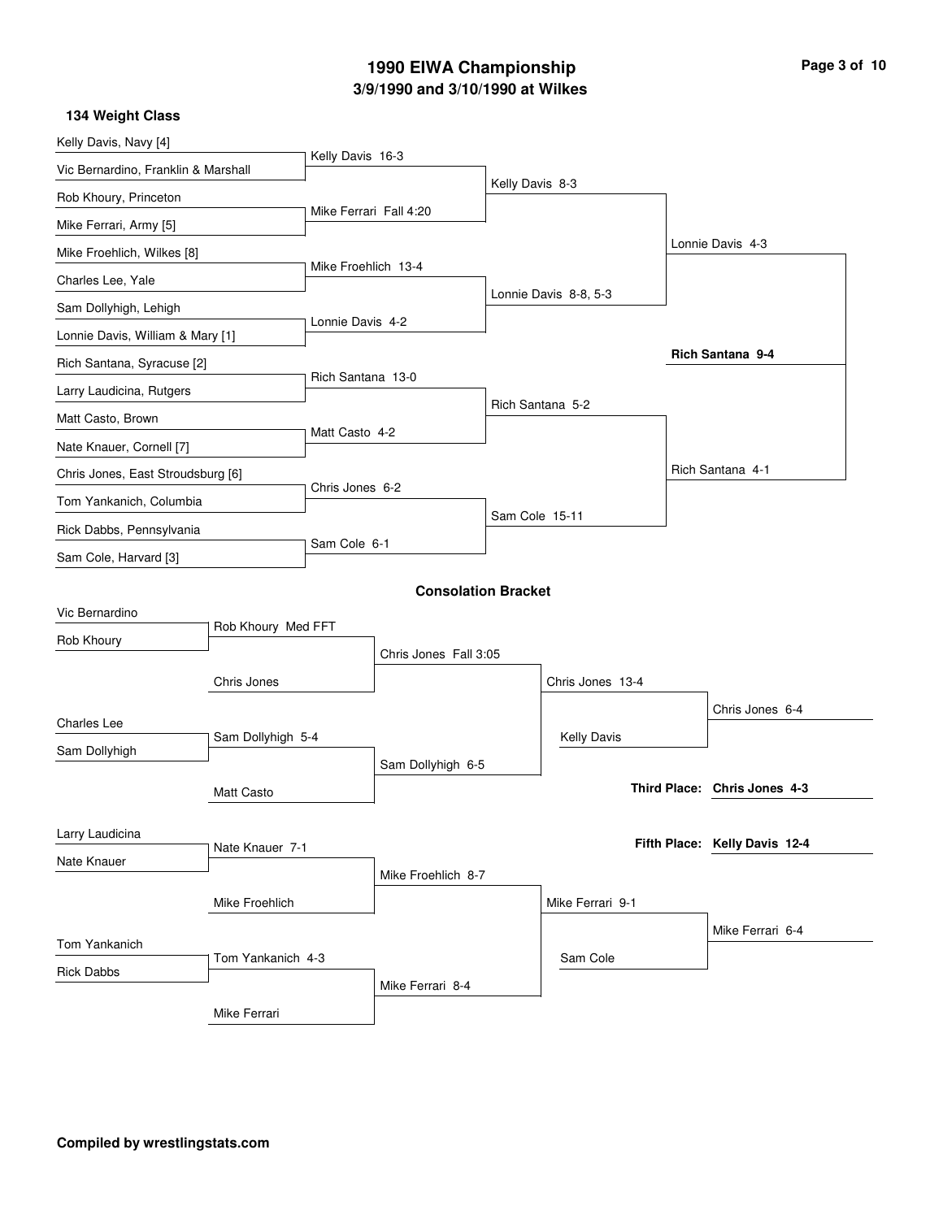# 1990 EIWA Championship
## 3/9/1990 and 3/10/1990 at Wilkes

### 134 Weight Class

**Championship Bracket**

First Round:
- Kelly Davis, Navy [4] vs. Vic Bernardino, Franklin & Marshall — Kelly Davis 16-3
- Rob Khoury, Princeton vs. Mike Ferrari, Army [5] — Mike Ferrari Fall 4:20
- Mike Froehlich, Wilkes [8] vs. Charles Lee, Yale — Mike Froehlich 13-4
- Sam Dollyhigh, Lehigh vs. Lonnie Davis, William & Mary [1] — Lonnie Davis 4-2
- Rich Santana, Syracuse [2] vs. Larry Laudicina, Rutgers — Rich Santana 13-0
- Matt Casto, Brown vs. Nate Knauer, Cornell [7] — Matt Casto 4-2
- Chris Jones, East Stroudsburg [6] vs. Tom Yankanich, Columbia — Chris Jones 6-2
- Rick Dabbs, Pennsylvania vs. Sam Cole, Harvard [3] — Sam Cole 6-1

Quarterfinals:
- Kelly Davis 8-3
- Lonnie Davis 8-8, 5-3
- Rich Santana 5-2
- Sam Cole 15-11

Semifinals:
- Lonnie Davis 4-3
- Rich Santana 4-1

Final:
- **Rich Santana 9-4**

**Consolation Bracket**

- Vic Bernardino vs. Rob Khoury — Rob Khoury Med FFT
- Rob Khoury vs. Chris Jones — Chris Jones Fall 3:05
- Charles Lee vs. Sam Dollyhigh — Sam Dollyhigh 5-4
- Sam Dollyhigh vs. Matt Casto — Sam Dollyhigh 6-5
- Chris Jones vs. Sam Dollyhigh — Chris Jones 13-4
- Chris Jones vs. Kelly Davis — Chris Jones 6-4
- Larry Laudicina vs. Nate Knauer — Nate Knauer 7-1
- Nate Knauer vs. Mike Froehlich — Mike Froehlich 8-7
- Tom Yankanich vs. Rick Dabbs — Tom Yankanich 4-3
- Tom Yankanich vs. Mike Ferrari — Mike Ferrari 8-4
- Mike Froehlich vs. Mike Ferrari — Mike Ferrari 9-1
- Mike Ferrari vs. Sam Cole — Mike Ferrari 6-4

**Third Place:** Chris Jones 4-3

**Fifth Place:** Kelly Davis 12-4

**Compiled by wrestlingstats.com**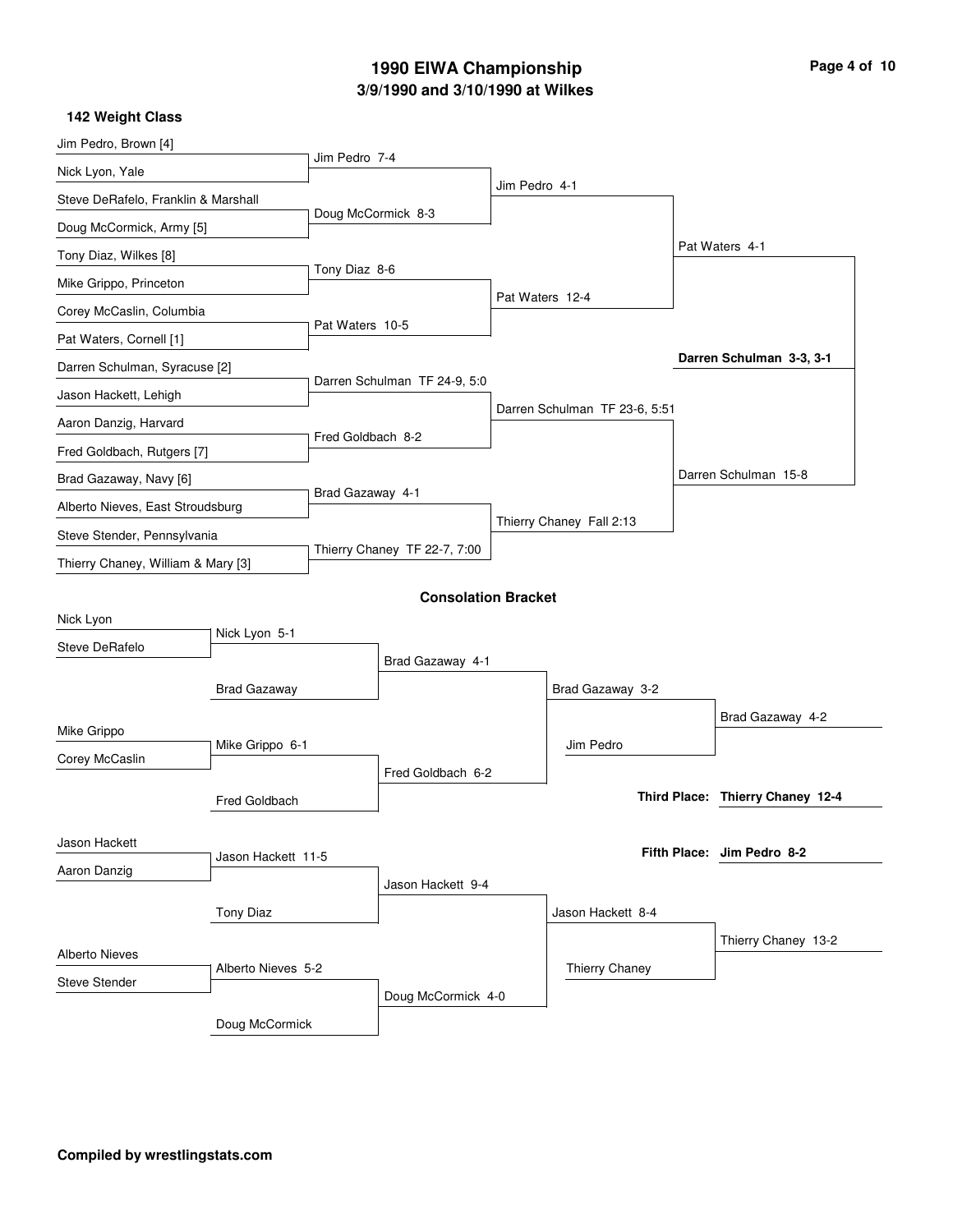# 1990 EIWA Championship

## 3/9/1990 and 3/10/1990 at Wilkes

### 142 Weight Class

**Championship Bracket**

| First Round | Quarterfinals | Semifinals | Finals |
| --- | --- | --- | --- |
| Jim Pedro, Brown [4] | Jim Pedro 7-4 | Jim Pedro 4-1 | Pat Waters 4-1 |
| Nick Lyon, Yale | | | |
| Steve DeRafelo, Franklin & Marshall | Doug McCormick 8-3 | | |
| Doug McCormick, Army [5] | | | |
| Tony Diaz, Wilkes [8] | Tony Diaz 8-6 | Pat Waters 12-4 | |
| Mike Grippo, Princeton | | | |
| Corey McCaslin, Columbia | Pat Waters 10-5 | | |
| Pat Waters, Cornell [1] | | | |
| Darren Schulman, Syracuse [2] | Darren Schulman TF 24-9, 5:0 | Darren Schulman TF 23-6, 5:51 | Darren Schulman 15-8 |
| Jason Hackett, Lehigh | | | |
| Aaron Danzig, Harvard | Fred Goldbach 8-2 | | |
| Fred Goldbach, Rutgers [7] | | | |
| Brad Gazaway, Navy [6] | Brad Gazaway 4-1 | Thierry Chaney Fall 2:13 | |
| Alberto Nieves, East Stroudsburg | | | |
| Steve Stender, Pennsylvania | Thierry Chaney TF 22-7, 7:00 | | |
| Thierry Chaney, William & Mary [3] | | | |

**Champion: Darren Schulman 3-3, 3-1**

### Consolation Bracket

| Round 1 | Round 2 | Round 3 | Round 4 | Placement |
| --- | --- | --- | --- | --- |
| Nick Lyon / Steve DeRafelo | Nick Lyon 5-1 | Brad Gazaway 4-1 | Brad Gazaway 3-2 | Brad Gazaway 4-2 |
| | Brad Gazaway | | Jim Pedro | |
| Mike Grippo / Corey McCaslin | Mike Grippo 6-1 | Fred Goldbach 6-2 | | |
| | Fred Goldbach | | | |
| Jason Hackett / Aaron Danzig | Jason Hackett 11-5 | Jason Hackett 9-4 | Jason Hackett 8-4 | Thierry Chaney 13-2 |
| | Tony Diaz | | Thierry Chaney | |
| Alberto Nieves / Steve Stender | Alberto Nieves 5-2 | Doug McCormick 4-0 | | |
| | Doug McCormick | | | |

**Third Place: Thierry Chaney 12-4**

**Fifth Place: Jim Pedro 8-2**

**Compiled by wrestlingstats.com**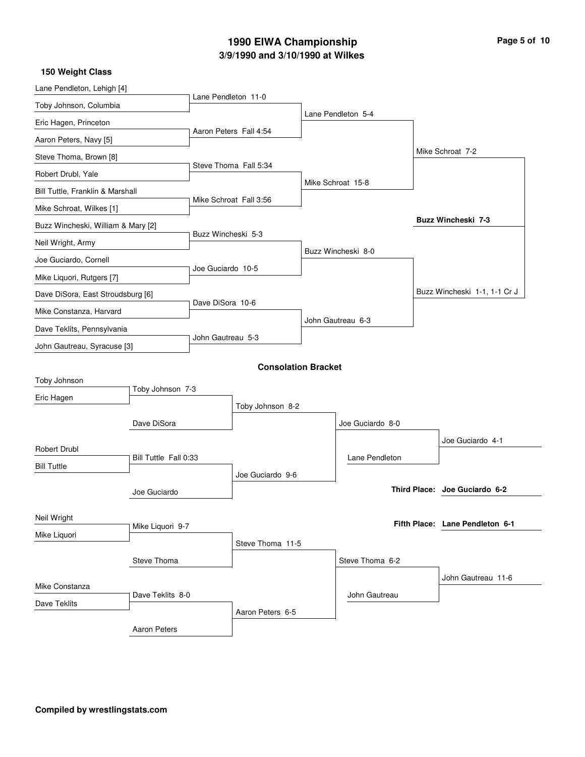# 1990 EIWA Championship

## 3/9/1990 and 3/10/1990 at Wilkes

### 150 Weight Class

**First Round**

- Lane Pendleton, Lehigh [4] vs. Toby Johnson, Columbia — Lane Pendleton 11-0
- Eric Hagen, Princeton vs. Aaron Peters, Navy [5] — Aaron Peters Fall 4:54
- Steve Thoma, Brown [8] vs. Robert Drubl, Yale — Steve Thoma Fall 5:34
- Bill Tuttle, Franklin & Marshall vs. Mike Schroat, Wilkes [1] — Mike Schroat Fall 3:56
- Buzz Wincheski, William & Mary [2] vs. Neil Wright, Army — Buzz Wincheski 5-3
- Joe Guciardo, Cornell vs. Mike Liquori, Rutgers [7] — Joe Guciardo 10-5
- Dave DiSora, East Stroudsburg [6] vs. Mike Constanza, Harvard — Dave DiSora 10-6
- Dave Teklits, Pennsylvania vs. John Gautreau, Syracuse [3] — John Gautreau 5-3

**Quarterfinals**

- Lane Pendleton 5-4
- Mike Schroat 15-8
- Buzz Wincheski 8-0
- John Gautreau 6-3

**Semifinals**

- Mike Schroat 7-2
- Buzz Wincheski 1-1, 1-1 Cr J

**Final**

- **Buzz Wincheski 7-3**

### Consolation Bracket

**First Round**

- Toby Johnson vs. Eric Hagen — Toby Johnson 7-3
- Robert Drubl vs. Bill Tuttle — Bill Tuttle Fall 0:33
- Neil Wright vs. Mike Liquori — Mike Liquori 9-7
- Mike Constanza vs. Dave Teklits — Dave Teklits 8-0

**Second Round**

- Toby Johnson vs. Dave DiSora — Toby Johnson 8-2
- Bill Tuttle vs. Joe Guciardo — Joe Guciardo 9-6
- Mike Liquori vs. Steve Thoma — Steve Thoma 11-5
- Dave Teklits vs. Aaron Peters — Aaron Peters 6-5

**Third Round**

- Toby Johnson vs. Joe Guciardo — Joe Guciardo 8-0
- Steve Thoma vs. Aaron Peters — Steve Thoma 6-2

**Consolation Semifinals**

- Joe Guciardo vs. Lane Pendleton — Joe Guciardo 4-1
- Steve Thoma vs. John Gautreau — John Gautreau 11-6

**Third Place:** **Joe Guciardo 6-2**

**Fifth Place:** **Lane Pendleton 6-1**

**Compiled by wrestlingstats.com**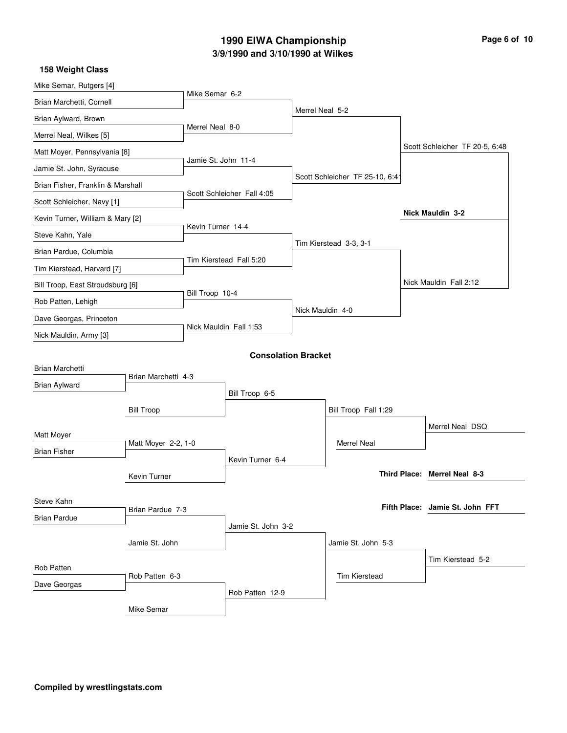# 1990 EIWA Championship

## 3/9/1990 and 3/10/1990 at Wilkes

### 158 Weight Class

**Championship Bracket**

First Round:
- Mike Semar, Rutgers [4] vs. Brian Marchetti, Cornell — Mike Semar 6-2
- Brian Aylward, Brown vs. Merrel Neal, Wilkes [5] — Merrel Neal 8-0
- Matt Moyer, Pennsylvania [8] vs. Jamie St. John, Syracuse — Jamie St. John 11-4
- Brian Fisher, Franklin & Marshall vs. Scott Schleicher, Navy [1] — Scott Schleicher Fall 4:05
- Kevin Turner, William & Mary [2] vs. Steve Kahn, Yale — Kevin Turner 14-4
- Brian Pardue, Columbia vs. Tim Kierstead, Harvard [7] — Tim Kierstead Fall 5:20
- Bill Troop, East Stroudsburg [6] vs. Rob Patten, Lehigh — Bill Troop 10-4
- Dave Georgas, Princeton vs. Nick Mauldin, Army [3] — Nick Mauldin Fall 1:53

Quarterfinals:
- Merrel Neal 5-2
- Scott Schleicher TF 25-10, 6:41
- Tim Kierstead 3-3, 3-1
- Nick Mauldin 4-0

Semifinals:
- Scott Schleicher TF 20-5, 6:48
- Nick Mauldin Fall 2:12

Final:
- **Nick Mauldin 3-2**

### Consolation Bracket

- Brian Marchetti vs. Brian Aylward — Brian Marchetti 4-3
- Matt Moyer vs. Brian Fisher — Matt Moyer 2-2, 1-0
- Steve Kahn vs. Brian Pardue — Brian Pardue 7-3
- Rob Patten vs. Dave Georgas — Rob Patten 6-3

- Brian Marchetti vs. Bill Troop — Bill Troop 6-5
- Matt Moyer vs. Kevin Turner — Kevin Turner 6-4
- Brian Pardue vs. Jamie St. John — Jamie St. John 3-2
- Rob Patten vs. Mike Semar — Rob Patten 12-9

- Bill Troop vs. Kevin Turner — Bill Troop Fall 1:29
- Jamie St. John vs. Rob Patten — Jamie St. John 5-3

- Bill Troop vs. Merrel Neal — Merrel Neal DSQ
- Jamie St. John vs. Tim Kierstead — Tim Kierstead 5-2

**Third Place: Merrel Neal 8-3**

**Fifth Place: Jamie St. John FFT**

**Compiled by wrestlingstats.com**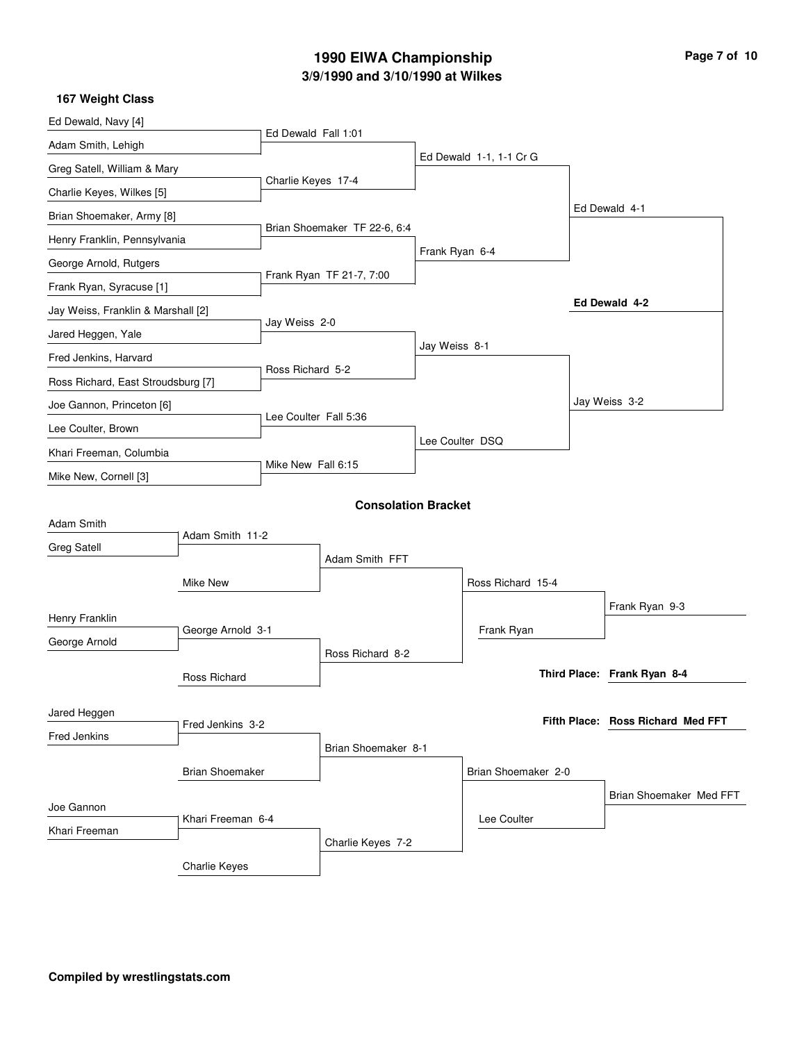# 1990 EIWA Championship

## 3/9/1990 and 3/10/1990 at Wilkes

### 167 Weight Class

**Championship Bracket**

**First Round**

- Ed Dewald, Navy [4] vs. Adam Smith, Lehigh — Ed Dewald Fall 1:01
- Greg Satell, William & Mary vs. Charlie Keyes, Wilkes [5] — Charlie Keyes 17-4
- Brian Shoemaker, Army [8] vs. Henry Franklin, Pennsylvania — Brian Shoemaker TF 22-6, 6:4
- George Arnold, Rutgers vs. Frank Ryan, Syracuse [1] — Frank Ryan TF 21-7, 7:00
- Jay Weiss, Franklin & Marshall [2] vs. Jared Heggen, Yale — Jay Weiss 2-0
- Fred Jenkins, Harvard vs. Ross Richard, East Stroudsburg [7] — Ross Richard 5-2
- Joe Gannon, Princeton [6] vs. Lee Coulter, Brown — Lee Coulter Fall 5:36
- Khari Freeman, Columbia vs. Mike New, Cornell [3] — Mike New Fall 6:15

**Quarterfinals**

- Ed Dewald 1-1, 1-1 Cr G
- Frank Ryan 6-4
- Jay Weiss 8-1
- Lee Coulter DSQ

**Semifinals**

- Ed Dewald 4-1
- Jay Weiss 3-2

**Final**

- **Ed Dewald 4-2**

### Consolation Bracket

**First Round**

- Adam Smith vs. Greg Satell — Adam Smith 11-2
- Henry Franklin vs. George Arnold — George Arnold 3-1
- Jared Heggen vs. Fred Jenkins — Fred Jenkins 3-2
- Joe Gannon vs. Khari Freeman — Khari Freeman 6-4

**Second Round**

- Adam Smith vs. Mike New — Adam Smith FFT
- George Arnold vs. Ross Richard — Ross Richard 8-2
- Fred Jenkins vs. Brian Shoemaker — Brian Shoemaker 8-1
- Khari Freeman vs. Charlie Keyes — Charlie Keyes 7-2

**Third Round**

- Adam Smith vs. Ross Richard — Ross Richard 15-4
- Brian Shoemaker vs. Charlie Keyes — Brian Shoemaker 2-0

**Fourth Round**

- Ross Richard vs. Frank Ryan — Frank Ryan 9-3
- Brian Shoemaker vs. Lee Coulter — Brian Shoemaker Med FFT

**Third Place:** **Frank Ryan 8-4**

**Fifth Place:** **Ross Richard Med FFT**

**Compiled by wrestlingstats.com**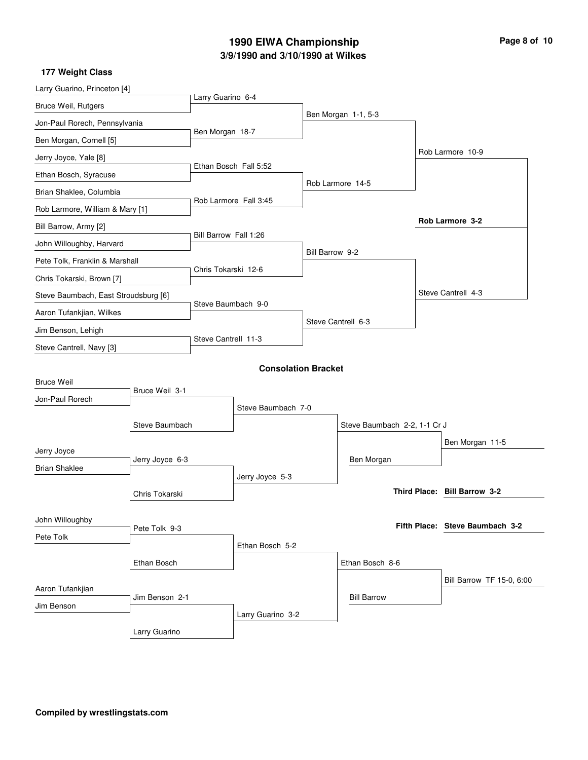# 1990 EIWA Championship

## 3/9/1990 and 3/10/1990 at Wilkes

### 177 Weight Class

**First Round**

- Larry Guarino, Princeton [4] vs. Bruce Weil, Rutgers — Larry Guarino 6-4
- Jon-Paul Rorech, Pennsylvania vs. Ben Morgan, Cornell [5] — Ben Morgan 18-7
- Jerry Joyce, Yale [8] vs. Ethan Bosch, Syracuse — Ethan Bosch Fall 5:52
- Brian Shaklee, Columbia vs. Rob Larmore, William & Mary [1] — Rob Larmore Fall 3:45
- Bill Barrow, Army [2] vs. John Willoughby, Harvard — Bill Barrow Fall 1:26
- Pete Tolk, Franklin & Marshall vs. Chris Tokarski, Brown [7] — Chris Tokarski 12-6
- Steve Baumbach, East Stroudsburg [6] vs. Aaron Tufankjian, Wilkes — Steve Baumbach 9-0
- Jim Benson, Lehigh vs. Steve Cantrell, Navy [3] — Steve Cantrell 11-3

**Quarterfinals**

- Ben Morgan 1-1, 5-3
- Rob Larmore 14-5
- Bill Barrow 9-2
- Steve Cantrell 6-3

**Semifinals**

- Rob Larmore 10-9
- Steve Cantrell 4-3

**Final**

- **Rob Larmore 3-2**

### Consolation Bracket

- Bruce Weil vs. Jon-Paul Rorech — Bruce Weil 3-1
- Bruce Weil vs. Steve Baumbach — Steve Baumbach 7-0
- Jerry Joyce vs. Brian Shaklee — Jerry Joyce 6-3
- Jerry Joyce vs. Chris Tokarski — Jerry Joyce 5-3
- Steve Baumbach vs. Jerry Joyce — Steve Baumbach 2-2, 1-1 Cr J
- Steve Baumbach vs. Ben Morgan — Ben Morgan 11-5
- John Willoughby vs. Pete Tolk — Pete Tolk 9-3
- Pete Tolk vs. Ethan Bosch — Ethan Bosch 5-2
- Aaron Tufankjian vs. Jim Benson — Jim Benson 2-1
- Jim Benson vs. Larry Guarino — Larry Guarino 3-2
- Ethan Bosch vs. Larry Guarino — Ethan Bosch 8-6
- Ethan Bosch vs. Bill Barrow — Bill Barrow TF 15-0, 6:00

**Third Place:** **Bill Barrow 3-2**

**Fifth Place:** **Steve Baumbach 3-2**

**Compiled by wrestlingstats.com**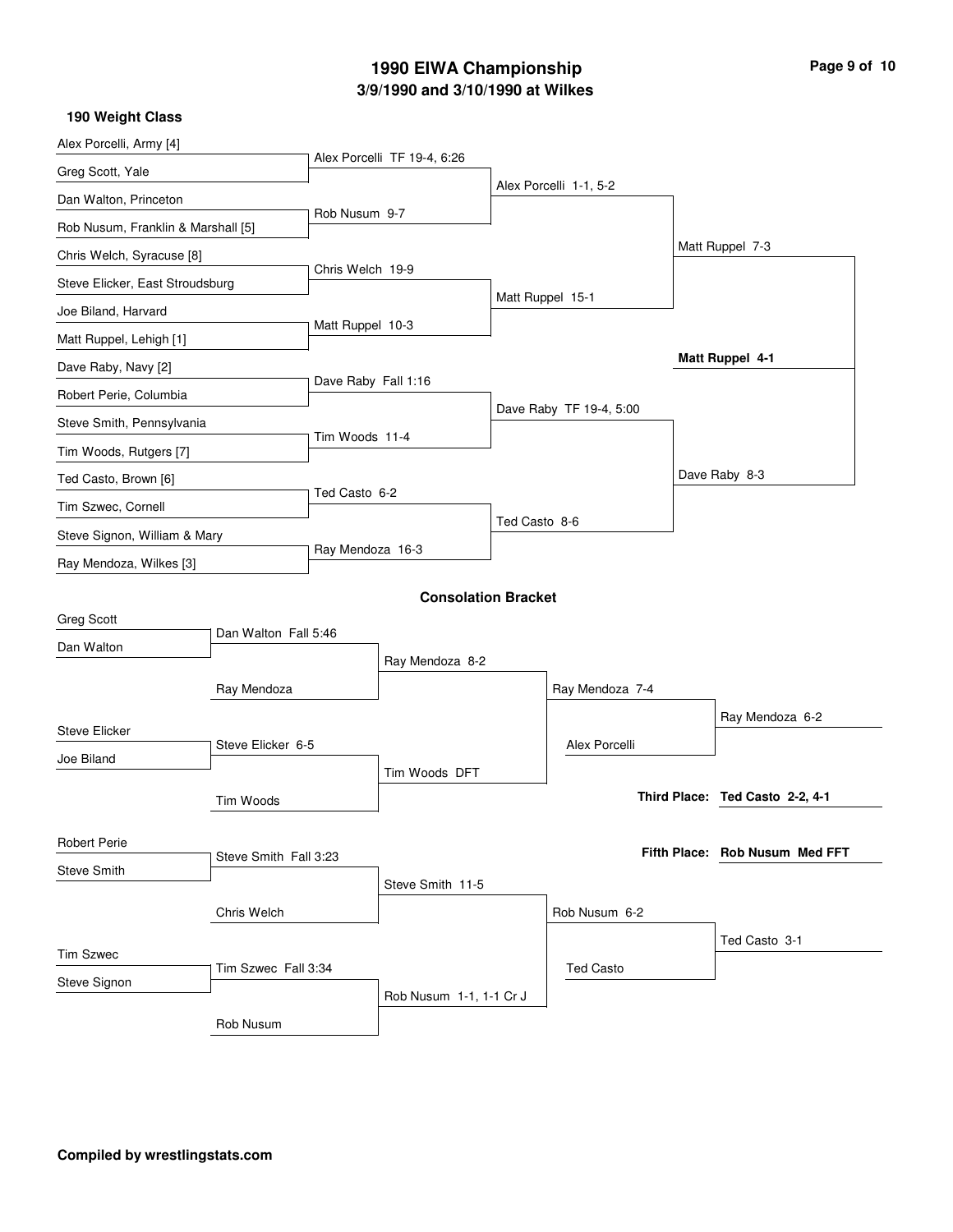# 1990 EIWA Championship

## 3/9/1990 and 3/10/1990 at Wilkes

### 190 Weight Class

**Championship Bracket**

First Round:
- Alex Porcelli, Army [4] vs Greg Scott, Yale — Alex Porcelli TF 19-4, 6:26
- Dan Walton, Princeton vs Rob Nusum, Franklin & Marshall [5] — Rob Nusum 9-7
- Chris Welch, Syracuse [8] vs Steve Elicker, East Stroudsburg — Chris Welch 19-9
- Joe Biland, Harvard vs Matt Ruppel, Lehigh [1] — Matt Ruppel 10-3
- Dave Raby, Navy [2] vs Robert Perie, Columbia — Dave Raby Fall 1:16
- Steve Smith, Pennsylvania vs Tim Woods, Rutgers [7] — Tim Woods 11-4
- Ted Casto, Brown [6] vs Tim Szwec, Cornell — Ted Casto 6-2
- Steve Signon, William & Mary vs Ray Mendoza, Wilkes [3] — Ray Mendoza 16-3

Quarterfinals:
- Alex Porcelli 1-1, 5-2
- Matt Ruppel 15-1
- Dave Raby TF 19-4, 5:00
- Ted Casto 8-6

Semifinals:
- Matt Ruppel 7-3
- Dave Raby 8-3

Final:
- **Matt Ruppel 4-1**

### Consolation Bracket

- Greg Scott vs Dan Walton — Dan Walton Fall 5:46
- Dan Walton vs Ray Mendoza — Ray Mendoza 8-2
- Steve Elicker vs Joe Biland — Steve Elicker 6-5
- Steve Elicker vs Tim Woods — Tim Woods DFT
- Ray Mendoza vs Tim Woods — Ray Mendoza 7-4
- Ray Mendoza vs Alex Porcelli — Ray Mendoza 6-2
- Robert Perie vs Steve Smith — Steve Smith Fall 3:23
- Steve Smith vs Chris Welch — Steve Smith 11-5
- Tim Szwec vs Steve Signon — Tim Szwec Fall 3:34
- Tim Szwec vs Rob Nusum — Rob Nusum 1-1, 1-1 Cr J
- Steve Smith vs Rob Nusum — Rob Nusum 6-2
- Rob Nusum vs Ted Casto — Ted Casto 3-1

**Third Place:** Ted Casto 2-2, 4-1

**Fifth Place:** Rob Nusum Med FFT

**Compiled by wrestlingstats.com**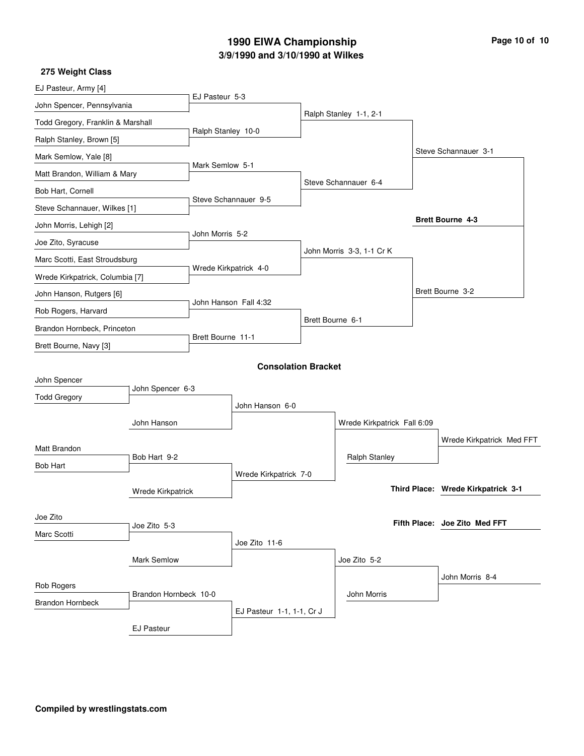# 1990 EIWA Championship

## 3/9/1990 and 3/10/1990 at Wilkes

### 275 Weight Class

EJ Pasteur, Army [4]
John Spencer, Pennsylvania
Todd Gregory, Franklin & Marshall
Ralph Stanley, Brown [5]
Mark Semlow, Yale [8]
Matt Brandon, William & Mary
Bob Hart, Cornell
Steve Schannauer, Wilkes [1]
John Morris, Lehigh [2]
Joe Zito, Syracuse
Marc Scotti, East Stroudsburg
Wrede Kirkpatrick, Columbia [7]
John Hanson, Rutgers [6]
Rob Rogers, Harvard
Brandon Hornbeck, Princeton
Brett Bourne, Navy [3]

EJ Pasteur 5-3
Ralph Stanley 10-0
Mark Semlow 5-1
Steve Schannauer 9-5
John Morris 5-2
Wrede Kirkpatrick 4-0
John Hanson Fall 4:32
Brett Bourne 11-1

Ralph Stanley 1-1, 2-1
Steve Schannauer 6-4
John Morris 3-3, 1-1 Cr K
Brett Bourne 6-1

Steve Schannauer 3-1
Brett Bourne 3-2

**Brett Bourne 4-3**

### Consolation Bracket

John Spencer
Todd Gregory
John Spencer 6-3
John Hanson
John Hanson 6-0

Matt Brandon
Bob Hart
Bob Hart 9-2
Wrede Kirkpatrick
Wrede Kirkpatrick 7-0

Wrede Kirkpatrick Fall 6:09
Ralph Stanley
Wrede Kirkpatrick Med FFT

**Third Place: Wrede Kirkpatrick 3-1**

**Fifth Place: Joe Zito Med FFT**

Joe Zito
Marc Scotti
Joe Zito 5-3
Mark Semlow
Joe Zito 11-6

Rob Rogers
Brandon Hornbeck
Brandon Hornbeck 10-0
EJ Pasteur
EJ Pasteur 1-1, 1-1, Cr J

Joe Zito 5-2
John Morris
John Morris 8-4

**Compiled by wrestlingstats.com**